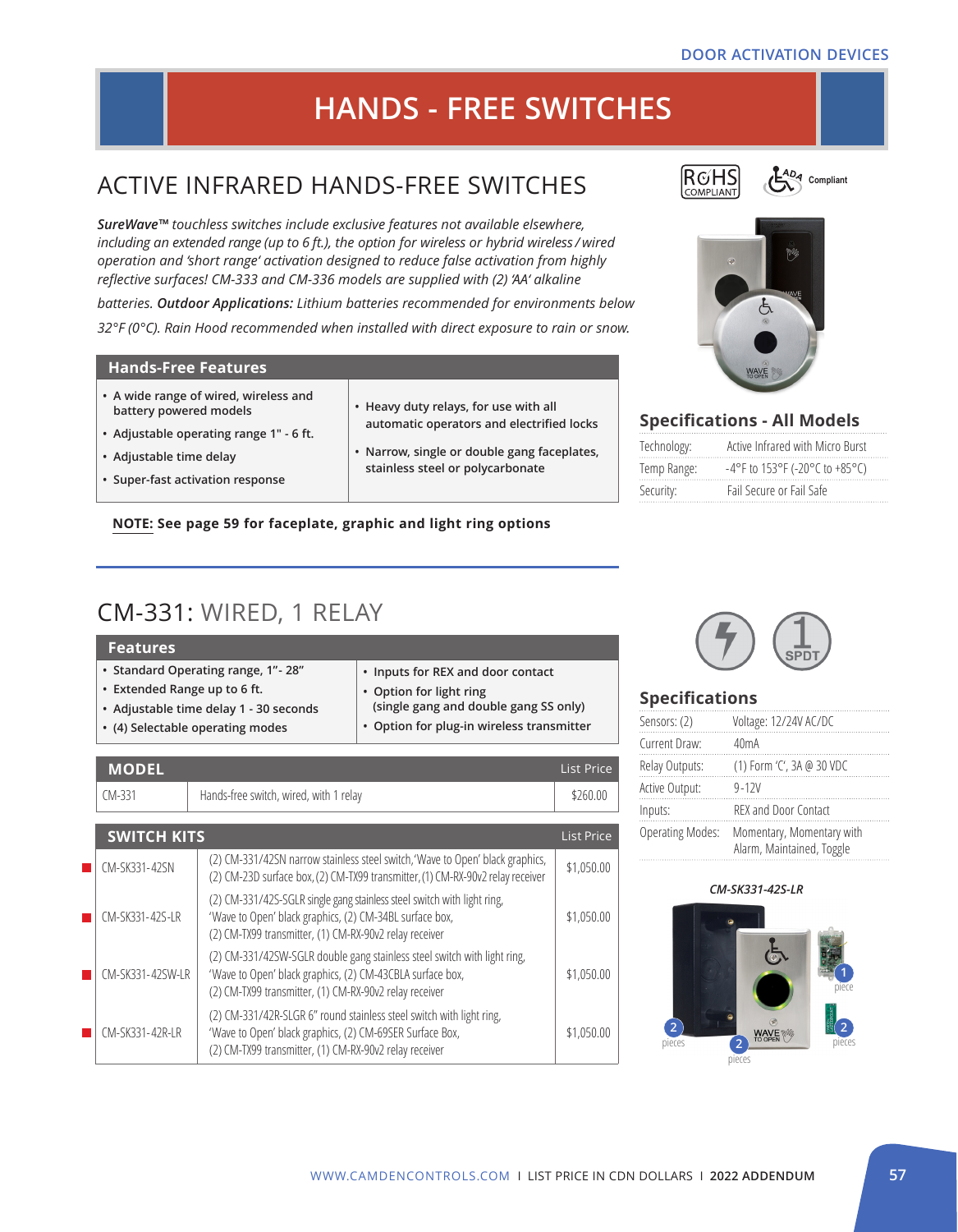DOOR ACTIVATION DEVICES

# HANDS - FREE SWITCHES

## ACTIVE INFRARED HANDS-FREE SWITCHES

RoHS COMPLIANT · ADA Compliant

***SureWave™** touchless switches include exclusive features not available elsewhere, including an extended range (up to 6 ft.), the option for wireless or hybrid wireless / wired operation and 'short range' activation designed to reduce false activation from highly reflective surfaces! CM-333 and CM-336 models are supplied with (2) 'AA' alkaline batteries. **Outdoor Applications:** Lithium batteries recommended for environments below 32°F (0°C). Rain Hood recommended when installed with direct exposure to rain or snow.*

### Hands-Free Features

- A wide range of wired, wireless and battery powered models
- Adjustable operating range 1" - 6 ft.
- Adjustable time delay
- Super-fast activation response
- Heavy duty relays, for use with all automatic operators and electrified locks
- Narrow, single or double gang faceplates, stainless steel or polycarbonate

**NOTE: See page 59 for faceplate, graphic and light ring options**

### Specifications - All Models

| | |
|---|---|
| Technology: | Active Infrared with Micro Burst |
| Temp Range: | -4°F to 153°F (-20°C to +85°C) |
| Security: | Fail Secure or Fail Safe |

## CM-331: WIRED, 1 RELAY

### Features

- Standard Operating range, 1"- 28"
- Extended Range up to 6 ft.
- Adjustable time delay 1 - 30 seconds
- (4) Selectable operating modes
- Inputs for REX and door contact
- Option for light ring (single gang and double gang SS only)
- Option for plug-in wireless transmitter

| MODEL | | List Price |
|---|---|---|
| CM-331 | Hands-free switch, wired, with 1 relay | $260.00 |

| SWITCH KITS | | List Price |
|---|---|---|
| CM-SK331-42SN | (2) CM-331/42SN narrow stainless steel switch, 'Wave to Open' black graphics, (2) CM-23D surface box, (2) CM-TX99 transmitter, (1) CM-RX-90v2 relay receiver | $1,050.00 |
| CM-SK331-42S-LR | (2) CM-331/42S-SGLR single gang stainless steel switch with light ring, 'Wave to Open' black graphics, (2) CM-34BL surface box, (2) CM-TX99 transmitter, (1) CM-RX-90v2 relay receiver | $1,050.00 |
| CM-SK331-42SW-LR | (2) CM-331/42SW-SGLR double gang stainless steel switch with light ring, 'Wave to Open' black graphics, (2) CM-43CBLA surface box, (2) CM-TX99 transmitter, (1) CM-RX-90v2 relay receiver | $1,050.00 |
| CM-SK331-42R-LR | (2) CM-331/42R-SLGR 6" round stainless steel switch with light ring, 'Wave to Open' black graphics, (2) CM-69SER Surface Box, (2) CM-TX99 transmitter, (1) CM-RX-90v2 relay receiver | $1,050.00 |

### Specifications

| | |
|---|---|
| Sensors: (2) | Voltage: 12/24V AC/DC |
| Current Draw: | 40mA |
| Relay Outputs: | (1) Form 'C', 3A @ 30 VDC |
| Active Output: | 9-12V |
| Inputs: | REX and Door Contact |
| Operating Modes: | Momentary, Momentary with Alarm, Maintained, Toggle |

*CM-SK331-42S-LR*

2 pieces · 2 pieces · 1 piece · 2 pieces

WWW.CAMDENCONTROLS.COM I LIST PRICE IN CDN DOLLARS I **2022 ADDENDUM**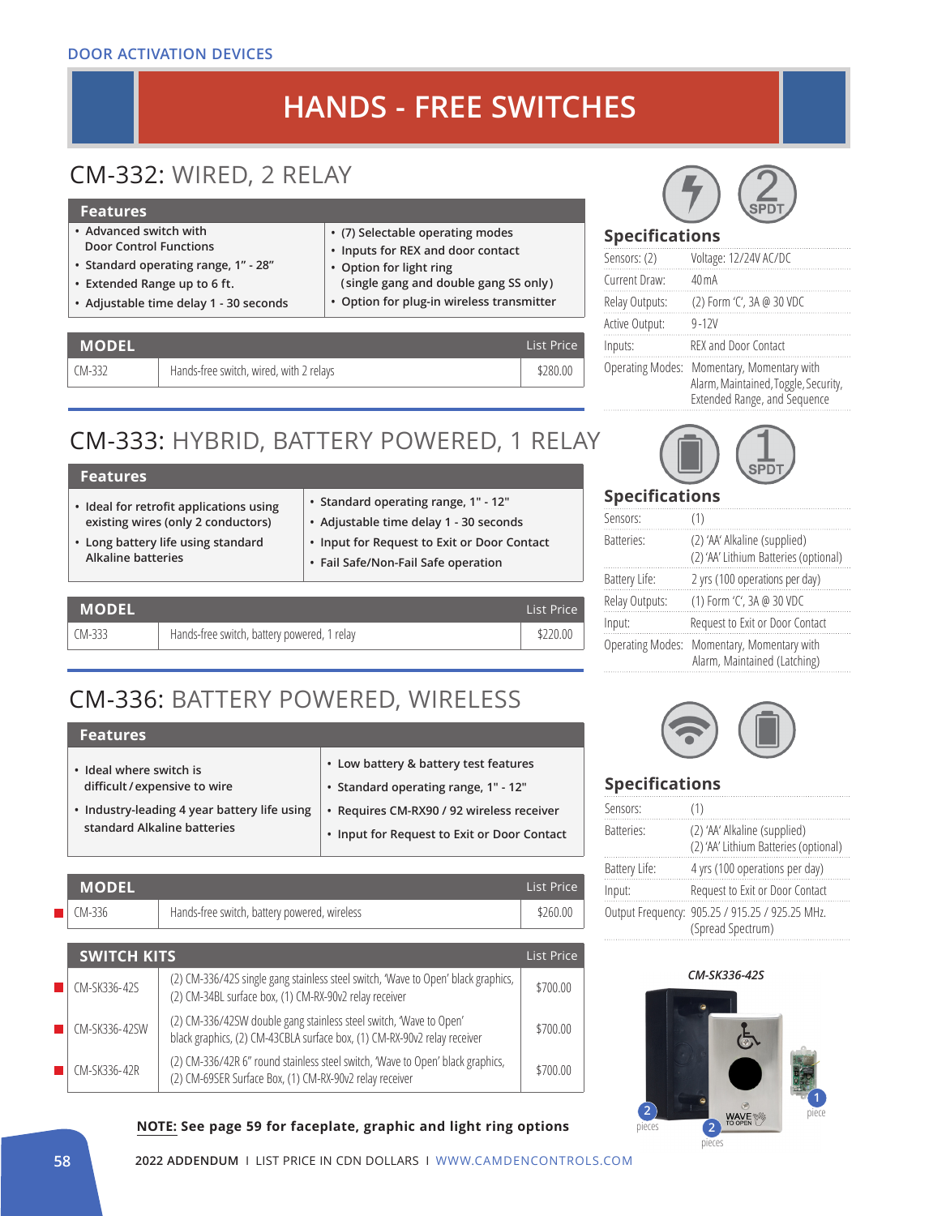DOOR ACTIVATION DEVICES

# HANDS - FREE SWITCHES

## CM-332: WIRED, 2 RELAY

### Features

- Advanced switch with Door Control Functions
- Standard operating range, 1" - 28"
- Extended Range up to 6 ft.
- Adjustable time delay 1 - 30 seconds
- (7) Selectable operating modes
- Inputs for REX and door contact
- Option for light ring (single gang and double gang SS only)
- Option for plug-in wireless transmitter

| MODEL | | List Price |
|---|---|---|
| CM-332 | Hands-free switch, wired, with 2 relays | $280.00 |

### Specifications

| | |
|---|---|
| Sensors: (2) | Voltage: 12/24V AC/DC |
| Current Draw: | 40 mA |
| Relay Outputs: | (2) Form 'C', 3A @ 30 VDC |
| Active Output: | 9-12V |
| Inputs: | REX and Door Contact |
| Operating Modes: | Momentary, Momentary with Alarm, Maintained, Toggle, Security, Extended Range, and Sequence |

## CM-333: HYBRID, BATTERY POWERED, 1 RELAY

### Features

- Ideal for retrofit applications using existing wires (only 2 conductors)
- Long battery life using standard Alkaline batteries
- Standard operating range, 1" - 12"
- Adjustable time delay 1 - 30 seconds
- Input for Request to Exit or Door Contact
- Fail Safe/Non-Fail Safe operation

| MODEL | | List Price |
|---|---|---|
| CM-333 | Hands-free switch, battery powered, 1 relay | $220.00 |

### Specifications

| | |
|---|---|
| Sensors: | (1) |
| Batteries: | (2) 'AA' Alkaline (supplied)<br>(2) 'AA' Lithium Batteries (optional) |
| Battery Life: | 2 yrs (100 operations per day) |
| Relay Outputs: | (1) Form 'C', 3A @ 30 VDC |
| Input: | Request to Exit or Door Contact |
| Operating Modes: | Momentary, Momentary with Alarm, Maintained (Latching) |

## CM-336: BATTERY POWERED, WIRELESS

### Features

- Ideal where switch is difficult / expensive to wire
- Industry-leading 4 year battery life using standard Alkaline batteries
- Low battery & battery test features
- Standard operating range, 1" - 12"
- Requires CM-RX90 / 92 wireless receiver
- Input for Request to Exit or Door Contact

| MODEL | | List Price |
|---|---|---|
| CM-336 | Hands-free switch, battery powered, wireless | $260.00 |

| SWITCH KITS | | List Price |
|---|---|---|
| CM-SK336-42S | (2) CM-336/42S single gang stainless steel switch, 'Wave to Open' black graphics, (2) CM-34BL surface box, (1) CM-RX-90v2 relay receiver | $700.00 |
| CM-SK336-42SW | (2) CM-336/42SW double gang stainless steel switch, 'Wave to Open' black graphics, (2) CM-43CBLA surface box, (1) CM-RX-90v2 relay receiver | $700.00 |
| CM-SK336-42R | (2) CM-336/42R 6" round stainless steel switch, 'Wave to Open' black graphics, (2) CM-69SER Surface Box, (1) CM-RX-90v2 relay receiver | $700.00 |

### Specifications

| | |
|---|---|
| Sensors: | (1) |
| Batteries: | (2) 'AA' Alkaline (supplied)<br>(2) 'AA' Lithium Batteries (optional) |
| Battery Life: | 4 yrs (100 operations per day) |
| Input: | Request to Exit or Door Contact |
| Output Frequency: | 905.25 / 915.25 / 925.25 MHz. (Spread Spectrum) |

*CM-SK336-42S*

2 pieces, 2 pieces, 1 piece

**NOTE: See page 59 for faceplate, graphic and light ring options**

2022 ADDENDUM I LIST PRICE IN CDN DOLLARS I WWW.CAMDENCONTROLS.COM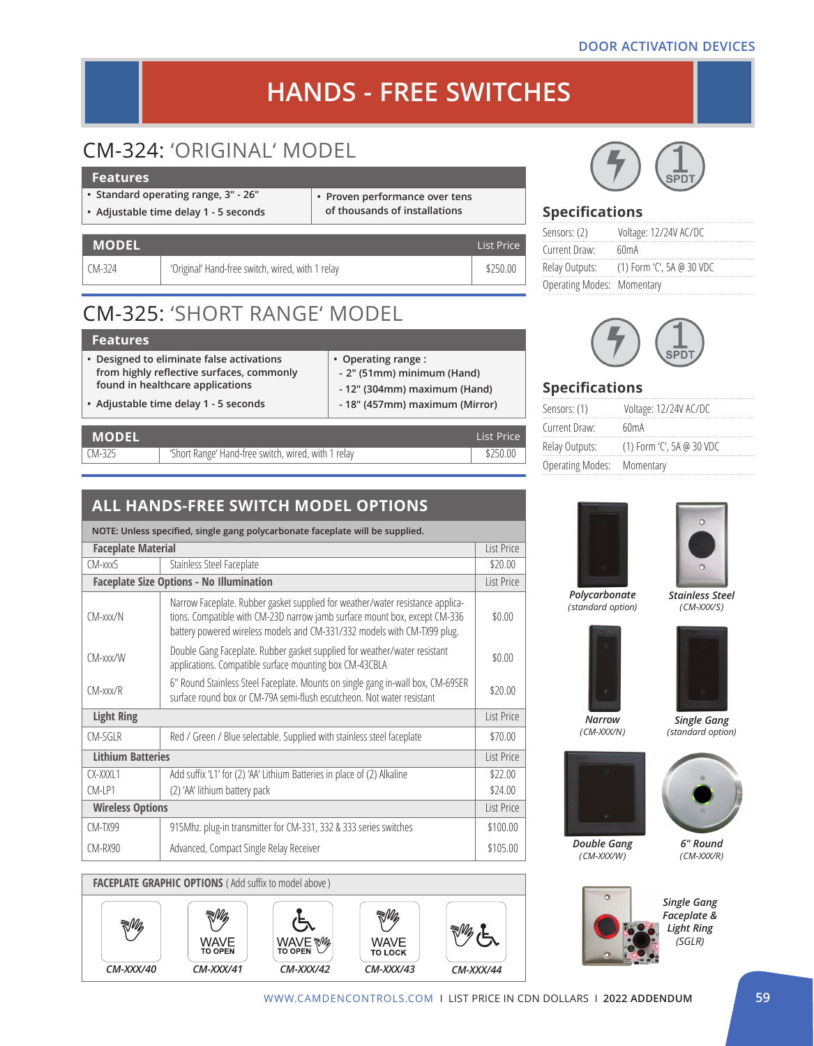DOOR ACTIVATION DEVICES

# HANDS - FREE SWITCHES

## CM-324: 'ORIGINAL' MODEL

**Features**

- Standard operating range, 3" - 26"
- Adjustable time delay 1 - 5 seconds
- Proven performance over tens of thousands of installations

| MODEL | | List Price |
|---|---|---|
| CM-324 | 'Original' Hand-free switch, wired, with 1 relay | $250.00 |

### Specifications

| | |
|---|---|
| Sensors: (2) | Voltage: 12/24V AC/DC |
| Current Draw: | 60mA |
| Relay Outputs: | (1) Form 'C', 5A @ 30 VDC |
| Operating Modes: | Momentary |

## CM-325: 'SHORT RANGE' MODEL

**Features**

- Designed to eliminate false activations from highly reflective surfaces, commonly found in healthcare applications
- Adjustable time delay 1 - 5 seconds
- Operating range :
  - 2" (51mm) minimum (Hand)
  - 12" (304mm) maximum (Hand)
  - 18" (457mm) maximum (Mirror)

| MODEL | | List Price |
|---|---|---|
| CM-325 | 'Short Range' Hand-free switch, wired, with 1 relay | $250.00 |

### Specifications

| | |
|---|---|
| Sensors: (1) | Voltage: 12/24V AC/DC |
| Current Draw: | 60mA |
| Relay Outputs: | (1) Form 'C', 5A @ 30 VDC |
| Operating Modes: | Momentary |

## ALL HANDS-FREE SWITCH MODEL OPTIONS

NOTE: Unless specified, single gang polycarbonate faceplate will be supplied.

| Faceplate Material | | List Price |
|---|---|---|
| CM-xxxS | Stainless Steel Faceplate | $20.00 |
| **Faceplate Size Options - No Illumination** | | List Price |
| CM-xxx/N | Narrow Faceplate. Rubber gasket supplied for weather/water resistance applications. Compatible with CM-23D narrow jamb surface mount box, except CM-336 battery powered wireless models and CM-331/332 models with CM-TX99 plug. | $0.00 |
| CM-xxx/W | Double Gang Faceplate. Rubber gasket supplied for weather/water resistant applications. Compatible surface mounting box CM-43CBLA | $0.00 |
| CM-xxx/R | 6" Round Stainless Steel Faceplate. Mounts on single gang in-wall box, CM-69SER surface round box or CM-79A semi-flush escutcheon. Not water resistant | $20.00 |
| **Light Ring** | | List Price |
| CM-SGLR | Red / Green / Blue selectable. Supplied with stainless steel faceplate | $70.00 |
| **Lithium Batteries** | | List Price |
| CX-XXXL1 | Add suffix 'L1' for (2) 'AA' Lithium Batteries in place of (2) Alkaline | $22.00 |
| CM-LP1 | (2) 'AA' lithium battery pack | $24.00 |
| **Wireless Options** | | List Price |
| CM-TX99 | 915Mhz. plug-in transmitter for CM-331, 332 & 333 series switches | $100.00 |
| CM-RX90 | Advanced, Compact Single Relay Receiver | $105.00 |

**FACEPLATE GRAPHIC OPTIONS** ( Add suffix to model above )

*CM-XXX/40* — *CM-XXX/41* (WAVE TO OPEN) — *CM-XXX/42* (WAVE TO OPEN) — *CM-XXX/43* (WAVE TO LOCK) — *CM-XXX/44*

*Polycarbonate (standard option)*

*Stainless Steel (CM-XXX/S)*

*Narrow (CM-XXX/N)*

*Single Gang (standard option)*

*Double Gang (CM-XXX/W)*

*6" Round (CM-XXX/R)*

*Single Gang Faceplate & Light Ring (SGLR)*

WWW.CAMDENCONTROLS.COM I LIST PRICE IN CDN DOLLARS I **2022 ADDENDUM**